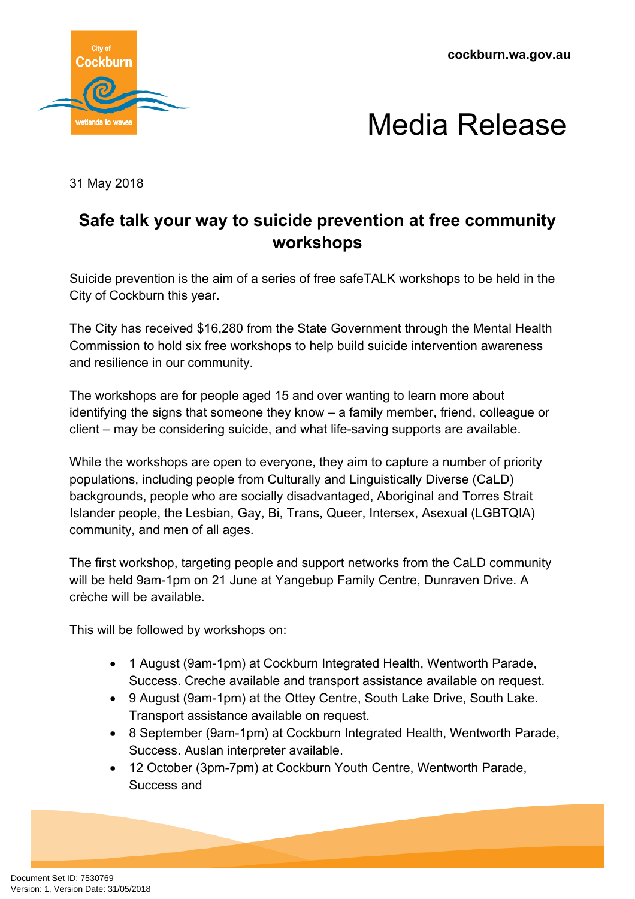cockburn.wa.gov.au

# Media Release

31 May 2018

## Safe talk your way to suicide prevention at free community workshops

Suicide prevention is the aim of a series of free safeTALK workshops to be held in the City of Cockburn this year.

The City has received $16,280 from the State Government through the Mental Health Commission to hold six free workshops to help build suicide intervention awareness and resilience in our community.

The workshops are for people aged 15 and over wanting to learn more about identifying the signs that someone they know – a family member, friend, colleague or client – may be considering suicide, and what life-saving supports are available.

While the workshops are open to everyone, they aim to capture a number of priority populations, including people from Culturally and Linguistically Diverse (CaLD) backgrounds, people who are socially disadvantaged, Aboriginal and Torres Strait Islander people, the Lesbian, Gay, Bi, Trans, Queer, Intersex, Asexual (LGBTQIA) community, and men of all ages.

The first workshop, targeting people and support networks from the CaLD community will be held 9am-1pm on 21 June at Yangebup Family Centre, Dunraven Drive. A crèche will be available.

This will be followed by workshops on:

- 1 August (9am-1pm) at Cockburn Integrated Health, Wentworth Parade, Success. Creche available and transport assistance available on request.
- 9 August (9am-1pm) at the Ottey Centre, South Lake Drive, South Lake. Transport assistance available on request.
- 8 September (9am-1pm) at Cockburn Integrated Health, Wentworth Parade, Success. Auslan interpreter available.
- 12 October (3pm-7pm) at Cockburn Youth Centre, Wentworth Parade, Success and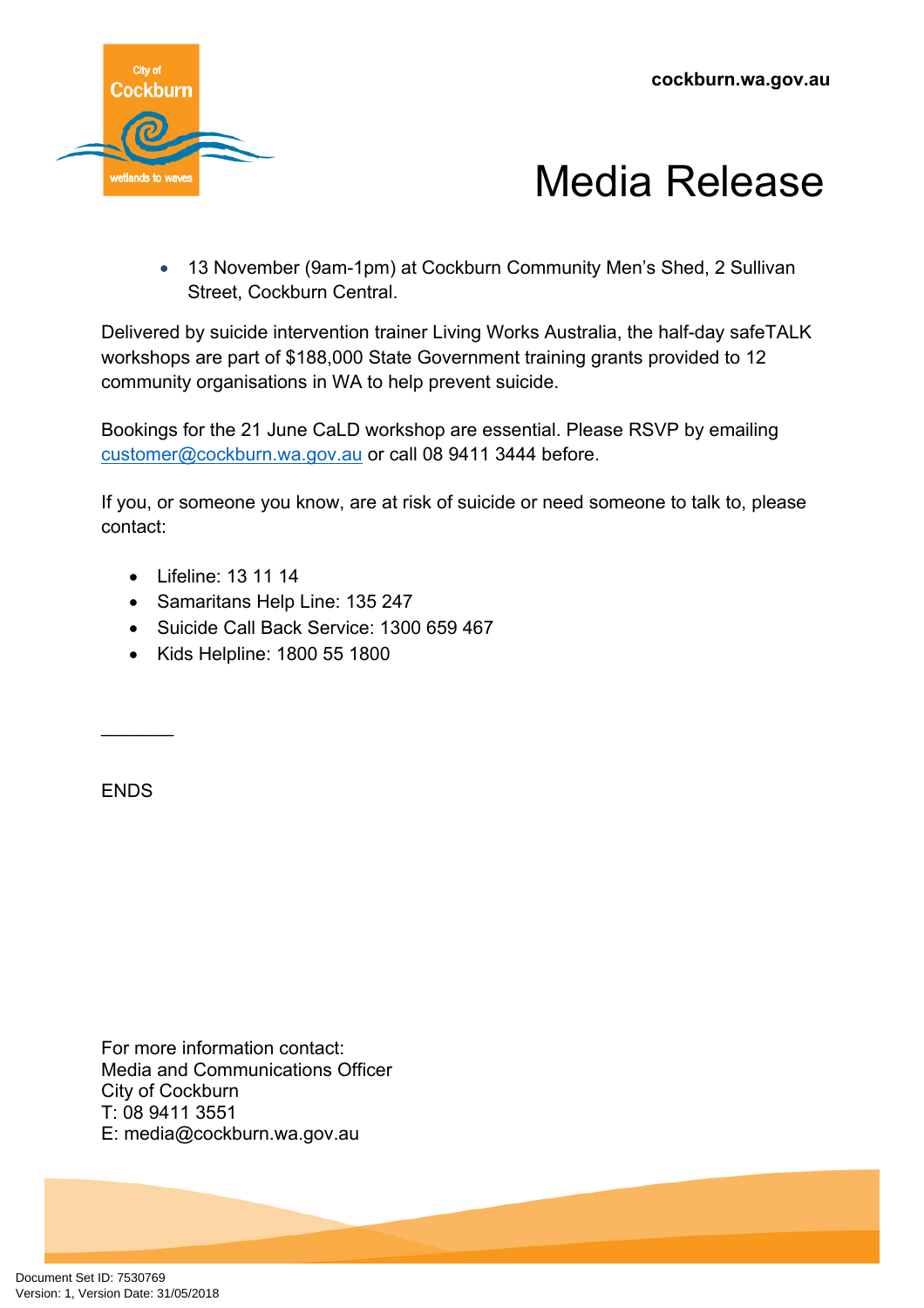- 13 November (9am-1pm) at Cockburn Community Men's Shed, 2 Sullivan Street, Cockburn Central.

Delivered by suicide intervention trainer Living Works Australia, the half-day safeTALK workshops are part of $188,000 State Government training grants provided to 12 community organisations in WA to help prevent suicide.

Bookings for the 21 June CaLD workshop are essential. Please RSVP by emailing customer@cockburn.wa.gov.au or call 08 9411 3444 before.

If you, or someone you know, are at risk of suicide or need someone to talk to, please contact:

- Lifeline: 13 11 14
- Samaritans Help Line: 135 247
- Suicide Call Back Service: 1300 659 467
- Kids Helpline: 1800 55 1800

_______

ENDS

For more information contact:
Media and Communications Officer
City of Cockburn
T: 08 9411 3551
E: media@cockburn.wa.gov.au

Document Set ID: 7530769
Version: 1, Version Date: 31/05/2018